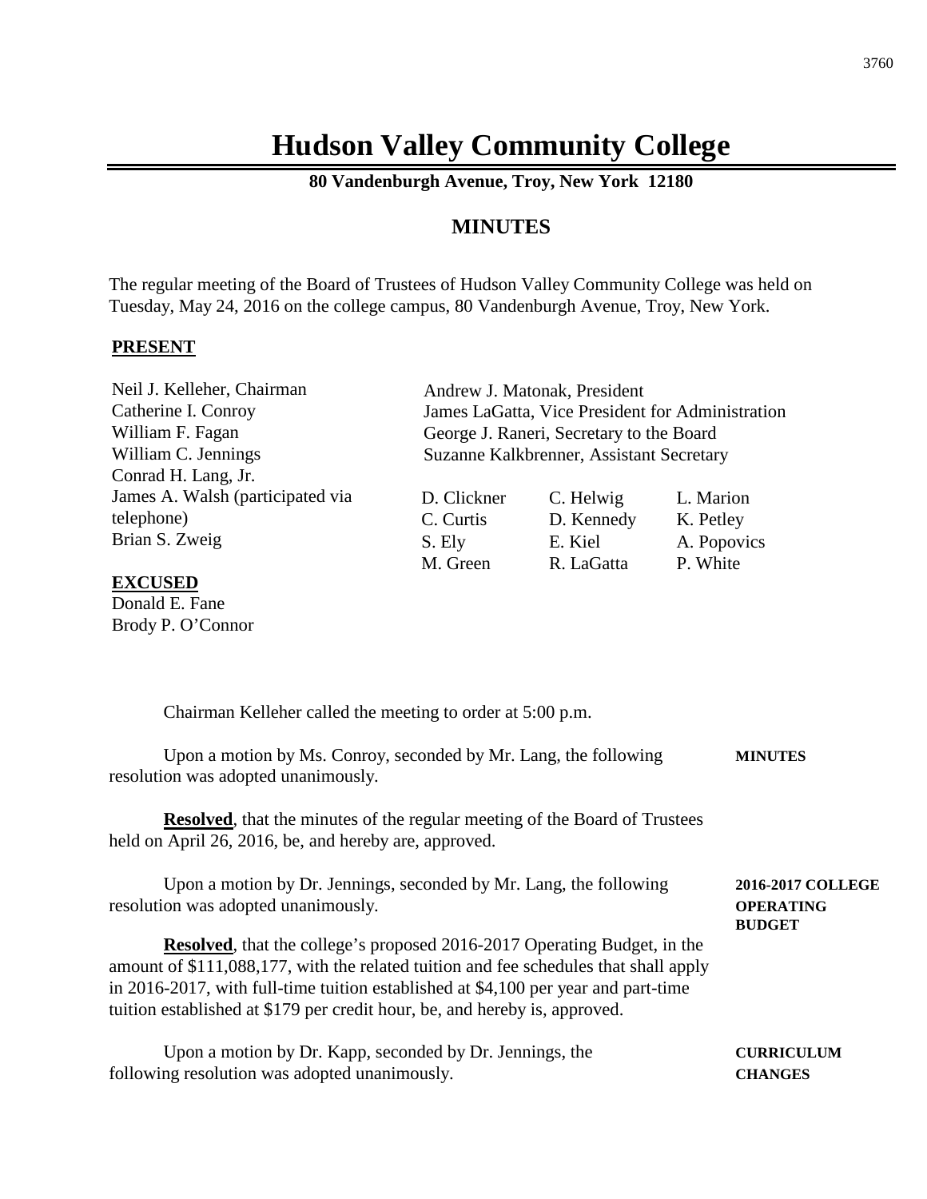# Hudson Valley Community College

**80 Vandenburgh Avenue, Troy, New York 12180**

## MINUTES

The regular meeting of the Board of Trustees of Hudson Valley Community College was held on Tuesday, May 24, 2016 on the college campus, 80 Vandenburgh Avenue, Troy, New York.

**PRESENT**

Neil J. Kelleher, Chairman
Catherine I. Conroy
William F. Fagan
William C. Jennings
Conrad H. Lang, Jr.
James A. Walsh (participated via telephone)
Brian S. Zweig

Andrew J. Matonak, President
James LaGatta, Vice President for Administration
George J. Raneri, Secretary to the Board
Suzanne Kalkbrenner, Assistant Secretary

| | | |
|---|---|---|
| D. Clickner | C. Helwig | L. Marion |
| C. Curtis | D. Kennedy | K. Petley |
| S. Ely | E. Kiel | A. Popovics |
| M. Green | R. LaGatta | P. White |

**EXCUSED**

Donald E. Fane
Brody P. O'Connor

Chairman Kelleher called the meeting to order at 5:00 p.m.

**MINUTES**

Upon a motion by Ms. Conroy, seconded by Mr. Lang, the following resolution was adopted unanimously.

**Resolved**, that the minutes of the regular meeting of the Board of Trustees held on April 26, 2016, be, and hereby are, approved.

**2016-2017 COLLEGE OPERATING BUDGET**

Upon a motion by Dr. Jennings, seconded by Mr. Lang, the following resolution was adopted unanimously.

**Resolved**, that the college's proposed 2016-2017 Operating Budget, in the amount of $111,088,177, with the related tuition and fee schedules that shall apply in 2016-2017, with full-time tuition established at $4,100 per year and part-time tuition established at $179 per credit hour, be, and hereby is, approved.

**CURRICULUM CHANGES**

Upon a motion by Dr. Kapp, seconded by Dr. Jennings, the following resolution was adopted unanimously.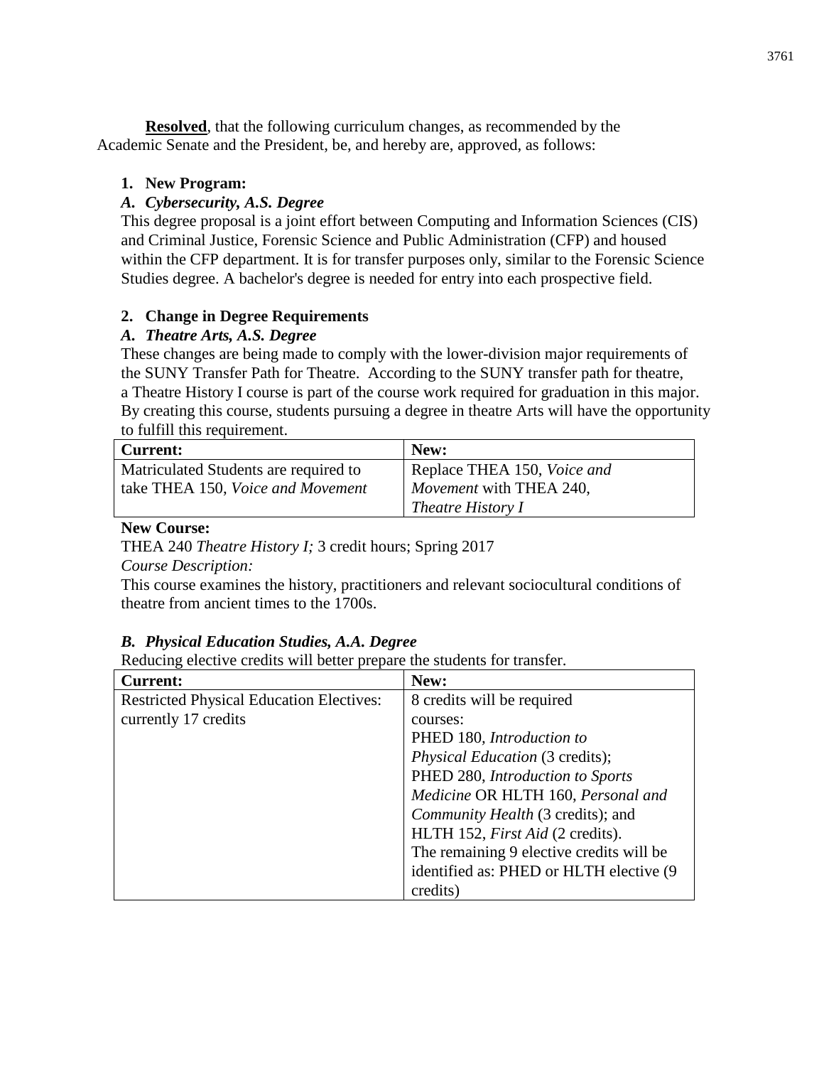**Resolved**, that the following curriculum changes, as recommended by the Academic Senate and the President, be, and hereby are, approved, as follows:

1. **New Program:**

***A. Cybersecurity, A.S. Degree***

This degree proposal is a joint effort between Computing and Information Sciences (CIS) and Criminal Justice, Forensic Science and Public Administration (CFP) and housed within the CFP department. It is for transfer purposes only, similar to the Forensic Science Studies degree. A bachelor's degree is needed for entry into each prospective field.

2. **Change in Degree Requirements**

***A. Theatre Arts, A.S. Degree***

These changes are being made to comply with the lower-division major requirements of the SUNY Transfer Path for Theatre. According to the SUNY transfer path for theatre, a Theatre History I course is part of the course work required for graduation in this major. By creating this course, students pursuing a degree in theatre Arts will have the opportunity to fulfill this requirement.

| **Current:** | **New:** |
|---|---|
| Matriculated Students are required to take THEA 150, *Voice and Movement* | Replace THEA 150, *Voice and Movement* with THEA 240, *Theatre History I* |

**New Course:**

THEA 240 *Theatre History I;* 3 credit hours; Spring 2017

*Course Description:*

This course examines the history, practitioners and relevant sociocultural conditions of theatre from ancient times to the 1700s.

***B. Physical Education Studies, A.A. Degree***

Reducing elective credits will better prepare the students for transfer.

| **Current:** | **New:** |
|---|---|
| Restricted Physical Education Electives: currently 17 credits | 8 credits will be required courses: PHED 180, *Introduction to Physical Education* (3 credits); PHED 280, *Introduction to Sports Medicine* OR HLTH 160, *Personal and Community Health* (3 credits); and HLTH 152, *First Aid* (2 credits). The remaining 9 elective credits will be identified as: PHED or HLTH elective (9 credits) |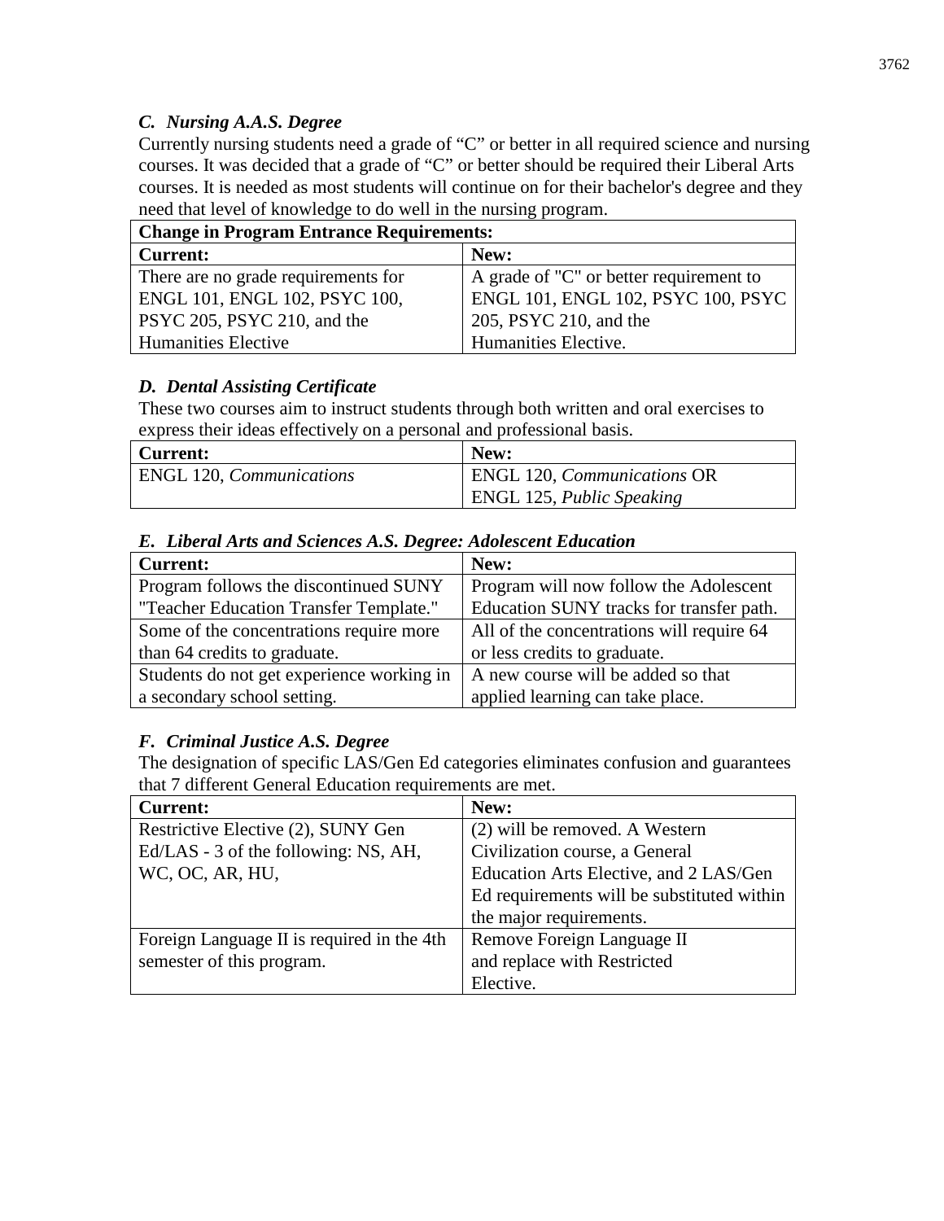### *C. Nursing A.A.S. Degree*

Currently nursing students need a grade of "C" or better in all required science and nursing courses. It was decided that a grade of "C" or better should be required their Liberal Arts courses. It is needed as most students will continue on for their bachelor's degree and they need that level of knowledge to do well in the nursing program.

| **Change in Program Entrance Requirements:** | |
|---|---|
| **Current:** | **New:** |
| There are no grade requirements for ENGL 101, ENGL 102, PSYC 100, PSYC 205, PSYC 210, and the Humanities Elective | A grade of "C" or better requirement to ENGL 101, ENGL 102, PSYC 100, PSYC 205, PSYC 210, and the Humanities Elective. |

### *D. Dental Assisting Certificate*

These two courses aim to instruct students through both written and oral exercises to express their ideas effectively on a personal and professional basis.

| **Current:** | **New:** |
|---|---|
| ENGL 120, *Communications* | ENGL 120, *Communications* OR ENGL 125, *Public Speaking* |

### *E. Liberal Arts and Sciences A.S. Degree: Adolescent Education*

| **Current:** | **New:** |
|---|---|
| Program follows the discontinued SUNY "Teacher Education Transfer Template." | Program will now follow the Adolescent Education SUNY tracks for transfer path. |
| Some of the concentrations require more than 64 credits to graduate. | All of the concentrations will require 64 or less credits to graduate. |
| Students do not get experience working in a secondary school setting. | A new course will be added so that applied learning can take place. |

### *F. Criminal Justice A.S. Degree*

The designation of specific LAS/Gen Ed categories eliminates confusion and guarantees that 7 different General Education requirements are met.

| **Current:** | **New:** |
|---|---|
| Restrictive Elective (2), SUNY Gen Ed/LAS - 3 of the following: NS, AH, WC, OC, AR, HU, | (2) will be removed. A Western Civilization course, a General Education Arts Elective, and 2 LAS/Gen Ed requirements will be substituted within the major requirements. |
| Foreign Language II is required in the 4th semester of this program. | Remove Foreign Language II and replace with Restricted Elective. |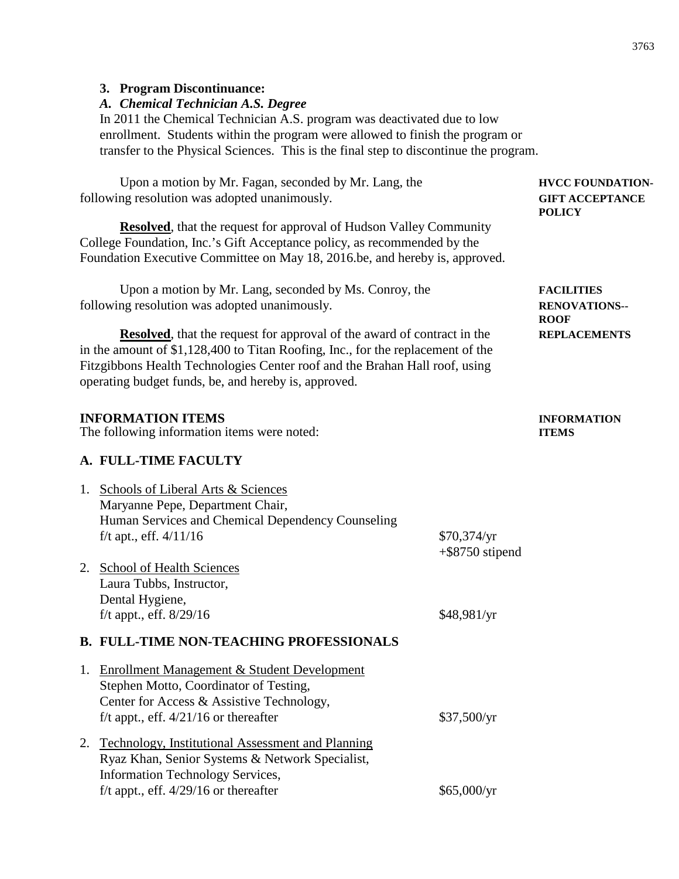**3. Program Discontinuance:**

***A. Chemical Technician A.S. Degree***

In 2011 the Chemical Technician A.S. program was deactivated due to low enrollment. Students within the program were allowed to finish the program or transfer to the Physical Sciences. This is the final step to discontinue the program.

**HVCC FOUNDATION-GIFT ACCEPTANCE POLICY**

Upon a motion by Mr. Fagan, seconded by Mr. Lang, the following resolution was adopted unanimously.

**Resolved**, that the request for approval of Hudson Valley Community College Foundation, Inc.'s Gift Acceptance policy, as recommended by the Foundation Executive Committee on May 18, 2016.be, and hereby is, approved.

**FACILITIES RENOVATIONS--ROOF REPLACEMENTS**

Upon a motion by Mr. Lang, seconded by Ms. Conroy, the following resolution was adopted unanimously.

**Resolved**, that the request for approval of the award of contract in the in the amount of $1,128,400 to Titan Roofing, Inc., for the replacement of the Fitzgibbons Health Technologies Center roof and the Brahan Hall roof, using operating budget funds, be, and hereby is, approved.

**INFORMATION ITEMS**

The following information items were noted:

**A. FULL-TIME FACULTY**

1. Schools of Liberal Arts & Sciences
   Maryanne Pepe, Department Chair,
   Human Services and Chemical Dependency Counseling
   f/t apt., eff. 4/11/16 — $70,374/yr +$8750 stipend

2. School of Health Sciences
   Laura Tubbs, Instructor,
   Dental Hygiene,
   f/t appt., eff. 8/29/16 — $48,981/yr

**B. FULL-TIME NON-TEACHING PROFESSIONALS**

1. Enrollment Management & Student Development
   Stephen Motto, Coordinator of Testing,
   Center for Access & Assistive Technology,
   f/t appt., eff. 4/21/16 or thereafter — $37,500/yr

2. Technology, Institutional Assessment and Planning
   Ryaz Khan, Senior Systems & Network Specialist,
   Information Technology Services,
   f/t appt., eff. 4/29/16 or thereafter — $65,000/yr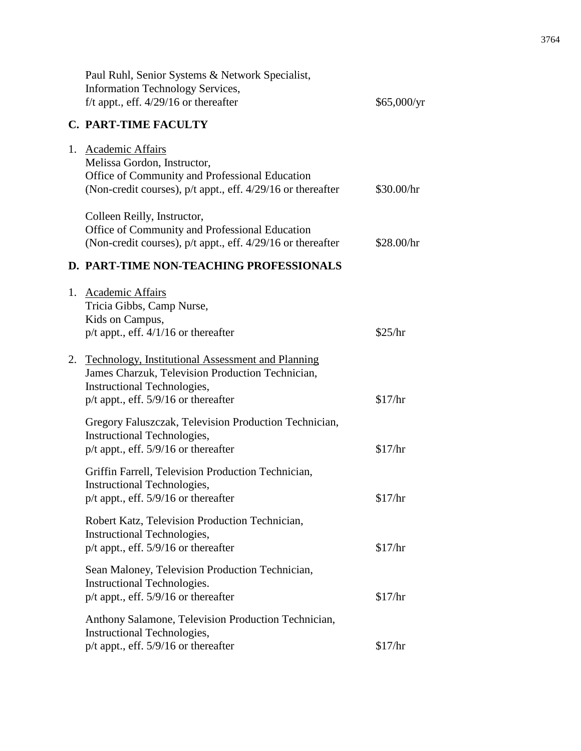Paul Ruhl, Senior Systems & Network Specialist,
Information Technology Services,
f/t appt., eff. 4/29/16 or thereafter $65,000/yr

## C. PART-TIME FACULTY

1. Academic Affairs

   Melissa Gordon, Instructor,
   Office of Community and Professional Education
   (Non-credit courses), p/t appt., eff. 4/29/16 or thereafter $30.00/hr

   Colleen Reilly, Instructor,
   Office of Community and Professional Education
   (Non-credit courses), p/t appt., eff. 4/29/16 or thereafter $28.00/hr

## D. PART-TIME NON-TEACHING PROFESSIONALS

1. Academic Affairs

   Tricia Gibbs, Camp Nurse,
   Kids on Campus,
   p/t appt., eff. 4/1/16 or thereafter $25/hr

2. Technology, Institutional Assessment and Planning

   James Charzuk, Television Production Technician,
   Instructional Technologies,
   p/t appt., eff. 5/9/16 or thereafter $17/hr

   Gregory Faluszczak, Television Production Technician,
   Instructional Technologies,
   p/t appt., eff. 5/9/16 or thereafter $17/hr

   Griffin Farrell, Television Production Technician,
   Instructional Technologies,
   p/t appt., eff. 5/9/16 or thereafter $17/hr

   Robert Katz, Television Production Technician,
   Instructional Technologies,
   p/t appt., eff. 5/9/16 or thereafter $17/hr

   Sean Maloney, Television Production Technician,
   Instructional Technologies.
   p/t appt., eff. 5/9/16 or thereafter $17/hr

   Anthony Salamone, Television Production Technician,
   Instructional Technologies,
   p/t appt., eff. 5/9/16 or thereafter $17/hr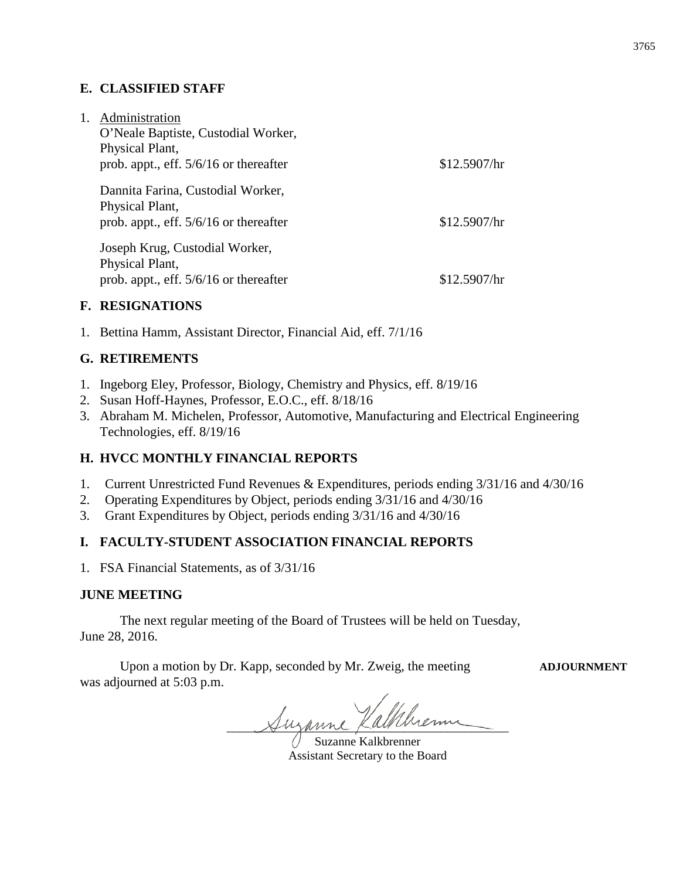## E. CLASSIFIED STAFF

1. Administration

| | |
|---|---|
| O'Neale Baptiste, Custodial Worker, Physical Plant, prob. appt., eff. 5/6/16 or thereafter | $12.5907/hr |
| Dannita Farina, Custodial Worker, Physical Plant, prob. appt., eff. 5/6/16 or thereafter | $12.5907/hr |
| Joseph Krug, Custodial Worker, Physical Plant, prob. appt., eff. 5/6/16 or thereafter | $12.5907/hr |

## F. RESIGNATIONS

1. Bettina Hamm, Assistant Director, Financial Aid, eff. 7/1/16

## G. RETIREMENTS

1. Ingeborg Eley, Professor, Biology, Chemistry and Physics, eff. 8/19/16
2. Susan Hoff-Haynes, Professor, E.O.C., eff. 8/18/16
3. Abraham M. Michelen, Professor, Automotive, Manufacturing and Electrical Engineering Technologies, eff. 8/19/16

## H. HVCC MONTHLY FINANCIAL REPORTS

1. Current Unrestricted Fund Revenues & Expenditures, periods ending 3/31/16 and 4/30/16
2. Operating Expenditures by Object, periods ending 3/31/16 and 4/30/16
3. Grant Expenditures by Object, periods ending 3/31/16 and 4/30/16

## I. FACULTY-STUDENT ASSOCIATION FINANCIAL REPORTS

1. FSA Financial Statements, as of 3/31/16

## JUNE MEETING

The next regular meeting of the Board of Trustees will be held on Tuesday, June 28, 2016.

**ADJOURNMENT**

Upon a motion by Dr. Kapp, seconded by Mr. Zweig, the meeting was adjourned at 5:03 p.m.

Suzanne Kalkbrenner
Assistant Secretary to the Board